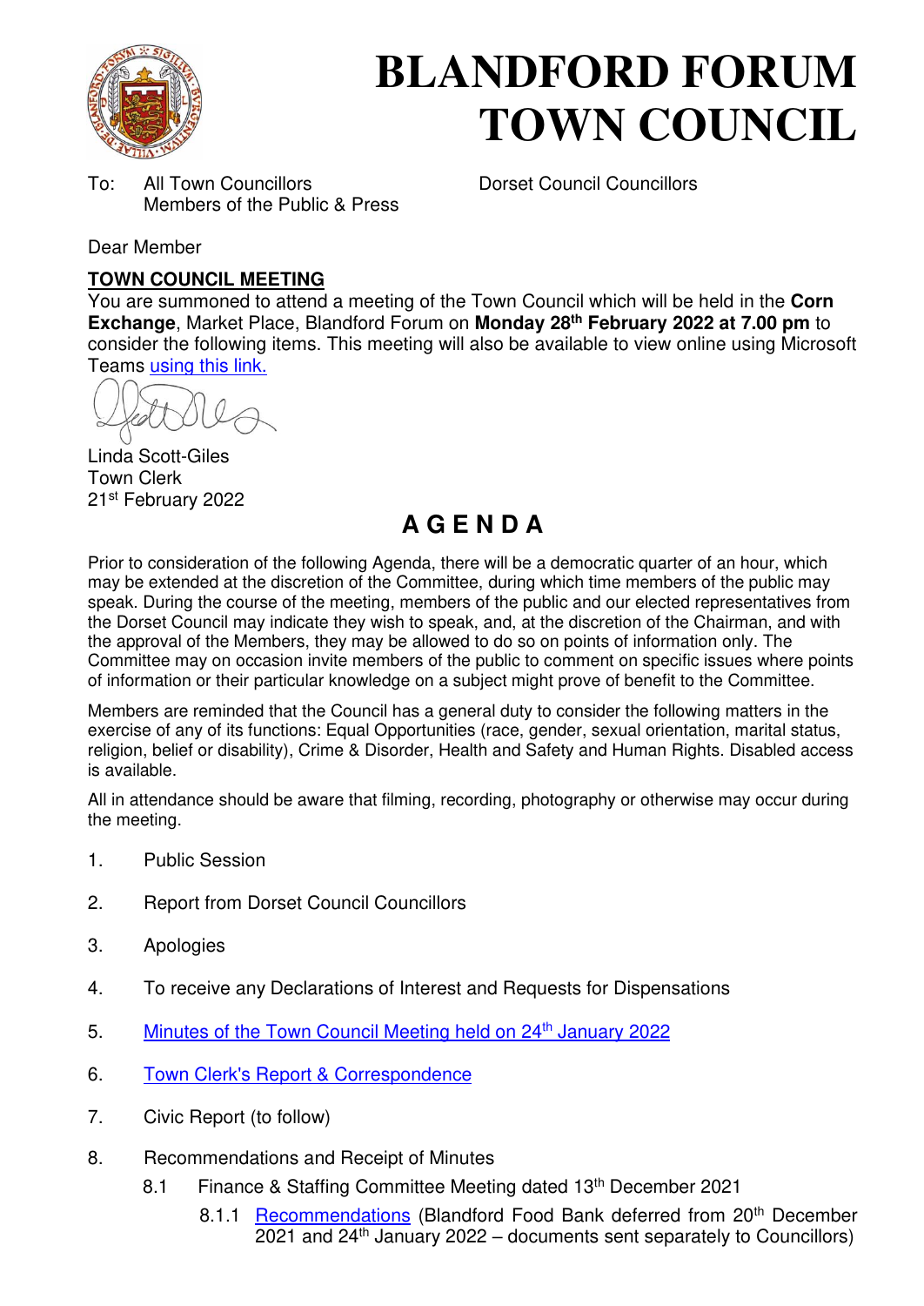# BLANDFORD FORUM TOWN COUNCIL

To: All Town Councillors
Members of the Public & Press

Dorset Council Councillors

Dear Member

**TOWN COUNCIL MEETING**

You are summoned to attend a meeting of the Town Council which will be held in the **Corn Exchange**, Market Place, Blandford Forum on **Monday 28th February 2022 at 7.00 pm** to consider the following items. This meeting will also be available to view online using Microsoft Teams using this link.

Linda Scott-Giles
Town Clerk
21st February 2022

## A G E N D A

Prior to consideration of the following Agenda, there will be a democratic quarter of an hour, which may be extended at the discretion of the Committee, during which time members of the public may speak. During the course of the meeting, members of the public and our elected representatives from the Dorset Council may indicate they wish to speak, and, at the discretion of the Chairman, and with the approval of the Members, they may be allowed to do so on points of information only. The Committee may on occasion invite members of the public to comment on specific issues where points of information or their particular knowledge on a subject might prove of benefit to the Committee.

Members are reminded that the Council has a general duty to consider the following matters in the exercise of any of its functions: Equal Opportunities (race, gender, sexual orientation, marital status, religion, belief or disability), Crime & Disorder, Health and Safety and Human Rights. Disabled access is available.

All in attendance should be aware that filming, recording, photography or otherwise may occur during the meeting.

1. Public Session
2. Report from Dorset Council Councillors
3. Apologies
4. To receive any Declarations of Interest and Requests for Dispensations
5. Minutes of the Town Council Meeting held on 24th January 2022
6. Town Clerk's Report & Correspondence
7. Civic Report (to follow)
8. Recommendations and Receipt of Minutes
   - 8.1 Finance & Staffing Committee Meeting dated 13th December 2021
     - 8.1.1 Recommendations (Blandford Food Bank deferred from 20th December 2021 and 24th January 2022 – documents sent separately to Councillors)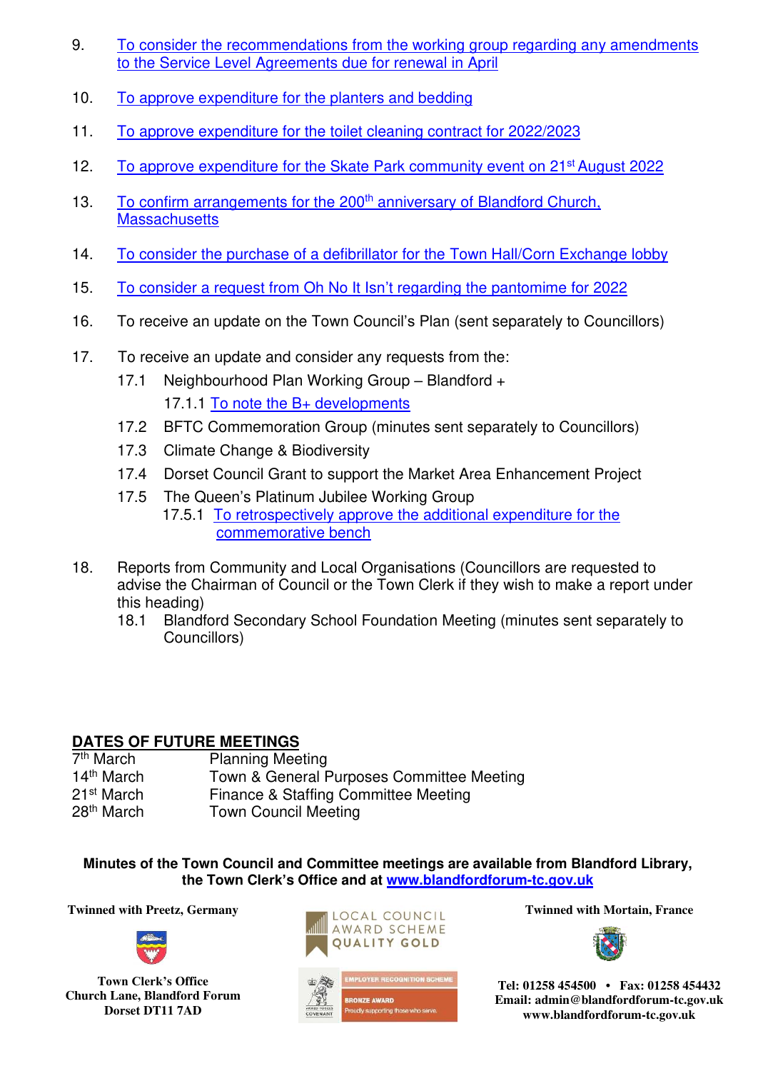9. To consider the recommendations from the working group regarding any amendments to the Service Level Agreements due for renewal in April

10. To approve expenditure for the planters and bedding

11. To approve expenditure for the toilet cleaning contract for 2022/2023

12. To approve expenditure for the Skate Park community event on 21st August 2022

13. To confirm arrangements for the 200th anniversary of Blandford Church, Massachusetts

14. To consider the purchase of a defibrillator for the Town Hall/Corn Exchange lobby

15. To consider a request from Oh No It Isn't regarding the pantomime for 2022

16. To receive an update on the Town Council's Plan (sent separately to Councillors)

17. To receive an update and consider any requests from the:
    - 17.1 Neighbourhood Plan Working Group – Blandford +
        - 17.1.1 To note the B+ developments
    - 17.2 BFTC Commemoration Group (minutes sent separately to Councillors)
    - 17.3 Climate Change & Biodiversity
    - 17.4 Dorset Council Grant to support the Market Area Enhancement Project
    - 17.5 The Queen's Platinum Jubilee Working Group
        - 17.5.1 To retrospectively approve the additional expenditure for the commemorative bench

18. Reports from Community and Local Organisations (Councillors are requested to advise the Chairman of Council or the Town Clerk if they wish to make a report under this heading)
    - 18.1 Blandford Secondary School Foundation Meeting (minutes sent separately to Councillors)

## DATES OF FUTURE MEETINGS

| | |
|---|---|
| 7th March | Planning Meeting |
| 14th March | Town & General Purposes Committee Meeting |
| 21st March | Finance & Staffing Committee Meeting |
| 28th March | Town Council Meeting |

**Minutes of the Town Council and Committee meetings are available from Blandford Library, the Town Clerk's Office and at www.blandfordforum-tc.gov.uk**

**Twinned with Preetz, Germany**

**Twinned with Mortain, France**

LOCAL COUNCIL AWARD SCHEME QUALITY GOLD

EMPLOYER RECOGNITION SCHEME BRONZE AWARD Proudly supporting those who serve.

**Town Clerk's Office**
**Church Lane, Blandford Forum**
**Dorset DT11 7AD**

**Tel: 01258 454500 • Fax: 01258 454432**
**Email: admin@blandfordforum-tc.gov.uk**
**www.blandfordforum-tc.gov.uk**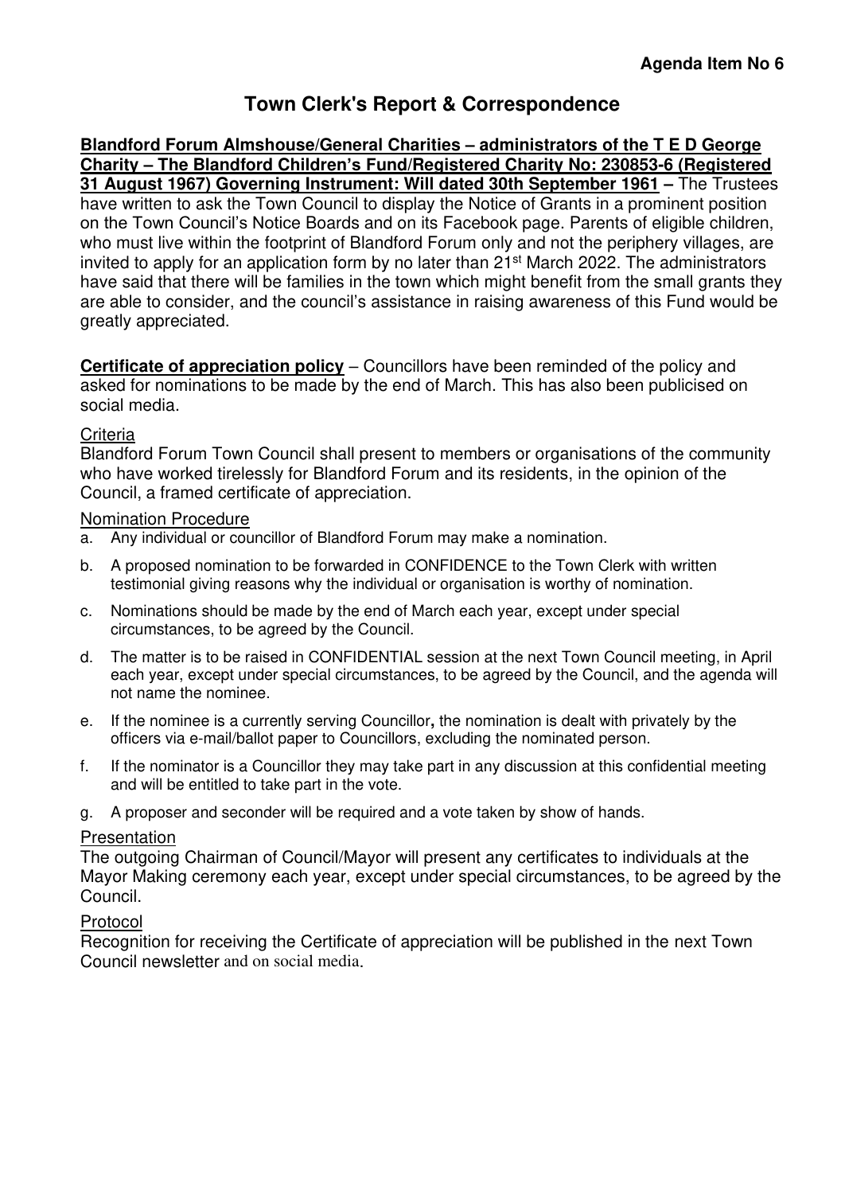**Agenda Item No 6**

# Town Clerk's Report & Correspondence

**Blandford Forum Almshouse/General Charities – administrators of the T E D George Charity – The Blandford Children's Fund/Registered Charity No: 230853-6 (Registered 31 August 1967) Governing Instrument: Will dated 30th September 1961 –** The Trustees have written to ask the Town Council to display the Notice of Grants in a prominent position on the Town Council's Notice Boards and on its Facebook page. Parents of eligible children, who must live within the footprint of Blandford Forum only and not the periphery villages, are invited to apply for an application form by no later than 21st March 2022. The administrators have said that there will be families in the town which might benefit from the small grants they are able to consider, and the council's assistance in raising awareness of this Fund would be greatly appreciated.

**Certificate of appreciation policy** – Councillors have been reminded of the policy and asked for nominations to be made by the end of March. This has also been publicised on social media.

Criteria

Blandford Forum Town Council shall present to members or organisations of the community who have worked tirelessly for Blandford Forum and its residents, in the opinion of the Council, a framed certificate of appreciation.

Nomination Procedure

a. Any individual or councillor of Blandford Forum may make a nomination.
b. A proposed nomination to be forwarded in CONFIDENCE to the Town Clerk with written testimonial giving reasons why the individual or organisation is worthy of nomination.
c. Nominations should be made by the end of March each year, except under special circumstances, to be agreed by the Council.
d. The matter is to be raised in CONFIDENTIAL session at the next Town Council meeting, in April each year, except under special circumstances, to be agreed by the Council, and the agenda will not name the nominee.
e. If the nominee is a currently serving Councillor**,** the nomination is dealt with privately by the officers via e-mail/ballot paper to Councillors, excluding the nominated person.
f. If the nominator is a Councillor they may take part in any discussion at this confidential meeting and will be entitled to take part in the vote.
g. A proposer and seconder will be required and a vote taken by show of hands.

Presentation

The outgoing Chairman of Council/Mayor will present any certificates to individuals at the Mayor Making ceremony each year, except under special circumstances, to be agreed by the Council.

Protocol

Recognition for receiving the Certificate of appreciation will be published in the next Town Council newsletter and on social media.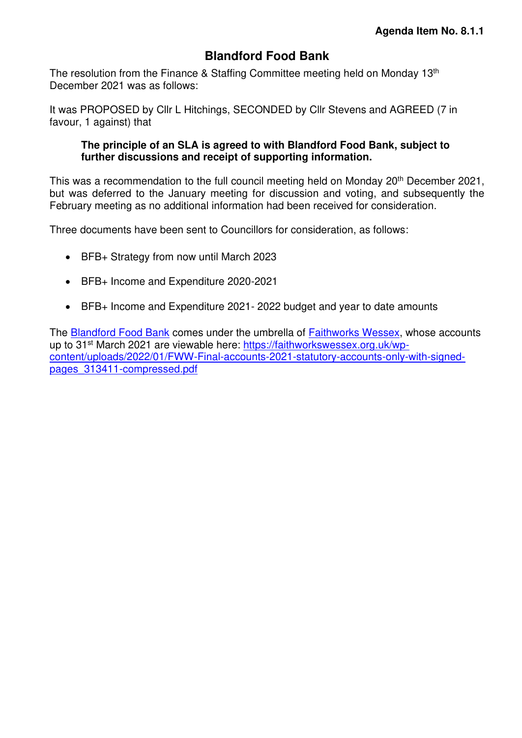**Agenda Item No. 8.1.1**

# Blandford Food Bank

The resolution from the Finance & Staffing Committee meeting held on Monday 13th December 2021 was as follows:

It was PROPOSED by Cllr L Hitchings, SECONDED by Cllr Stevens and AGREED (7 in favour, 1 against) that

> **The principle of an SLA is agreed to with Blandford Food Bank, subject to further discussions and receipt of supporting information.**

This was a recommendation to the full council meeting held on Monday 20th December 2021, but was deferred to the January meeting for discussion and voting, and subsequently the February meeting as no additional information had been received for consideration.

Three documents have been sent to Councillors for consideration, as follows:

- BFB+ Strategy from now until March 2023
- BFB+ Income and Expenditure 2020-2021
- BFB+ Income and Expenditure 2021- 2022 budget and year to date amounts

The Blandford Food Bank comes under the umbrella of Faithworks Wessex, whose accounts up to 31st March 2021 are viewable here: https://faithworkswessex.org.uk/wp-content/uploads/2022/01/FWW-Final-accounts-2021-statutory-accounts-only-with-signed-pages_313411-compressed.pdf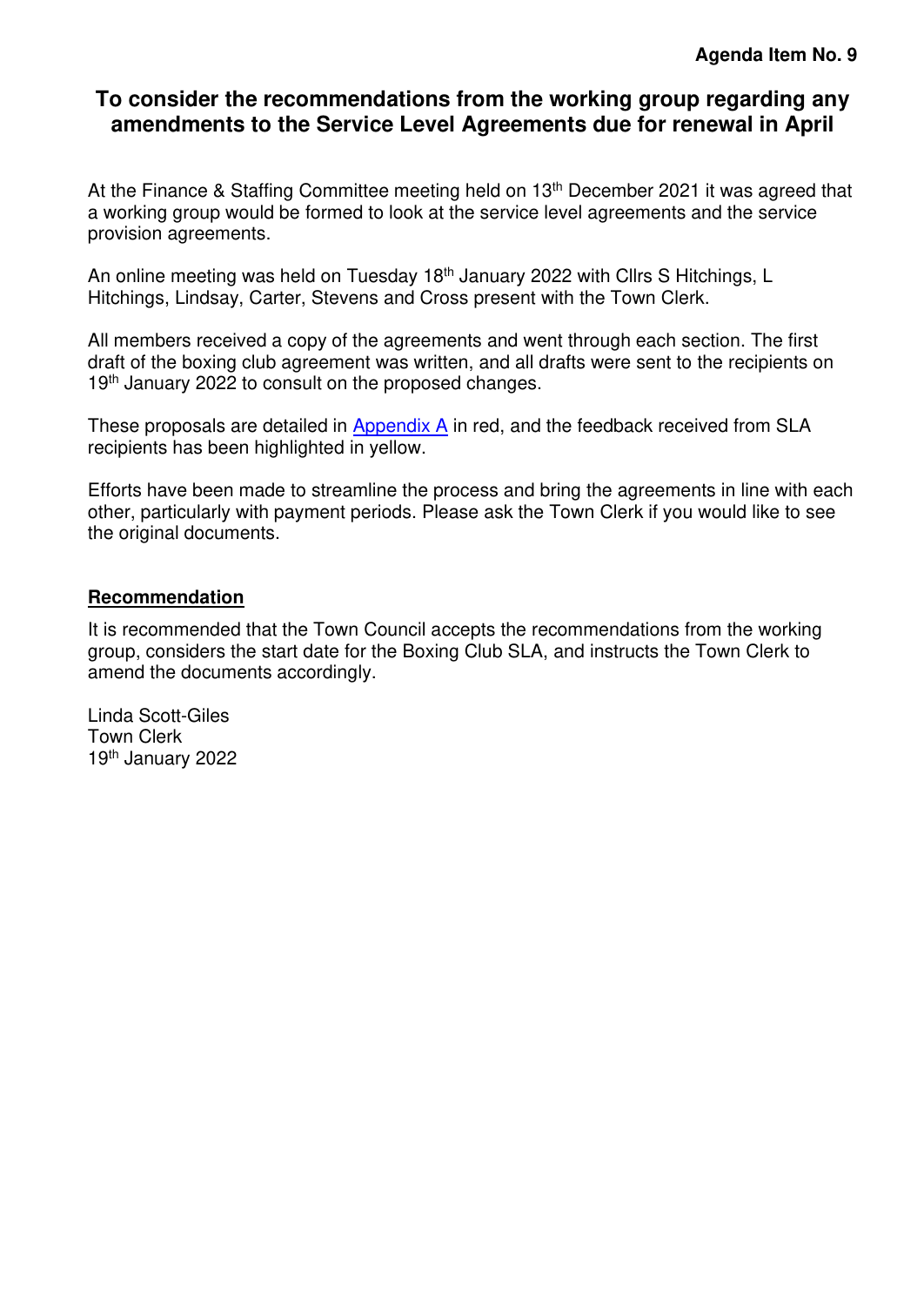**Agenda Item No. 9**

## To consider the recommendations from the working group regarding any amendments to the Service Level Agreements due for renewal in April

At the Finance & Staffing Committee meeting held on 13th December 2021 it was agreed that a working group would be formed to look at the service level agreements and the service provision agreements.

An online meeting was held on Tuesday 18th January 2022 with Cllrs S Hitchings, L Hitchings, Lindsay, Carter, Stevens and Cross present with the Town Clerk.

All members received a copy of the agreements and went through each section. The first draft of the boxing club agreement was written, and all drafts were sent to the recipients on 19th January 2022 to consult on the proposed changes.

These proposals are detailed in Appendix A in red, and the feedback received from SLA recipients has been highlighted in yellow.

Efforts have been made to streamline the process and bring the agreements in line with each other, particularly with payment periods. Please ask the Town Clerk if you would like to see the original documents.

**Recommendation**

It is recommended that the Town Council accepts the recommendations from the working group, considers the start date for the Boxing Club SLA, and instructs the Town Clerk to amend the documents accordingly.

Linda Scott-Giles
Town Clerk
19th January 2022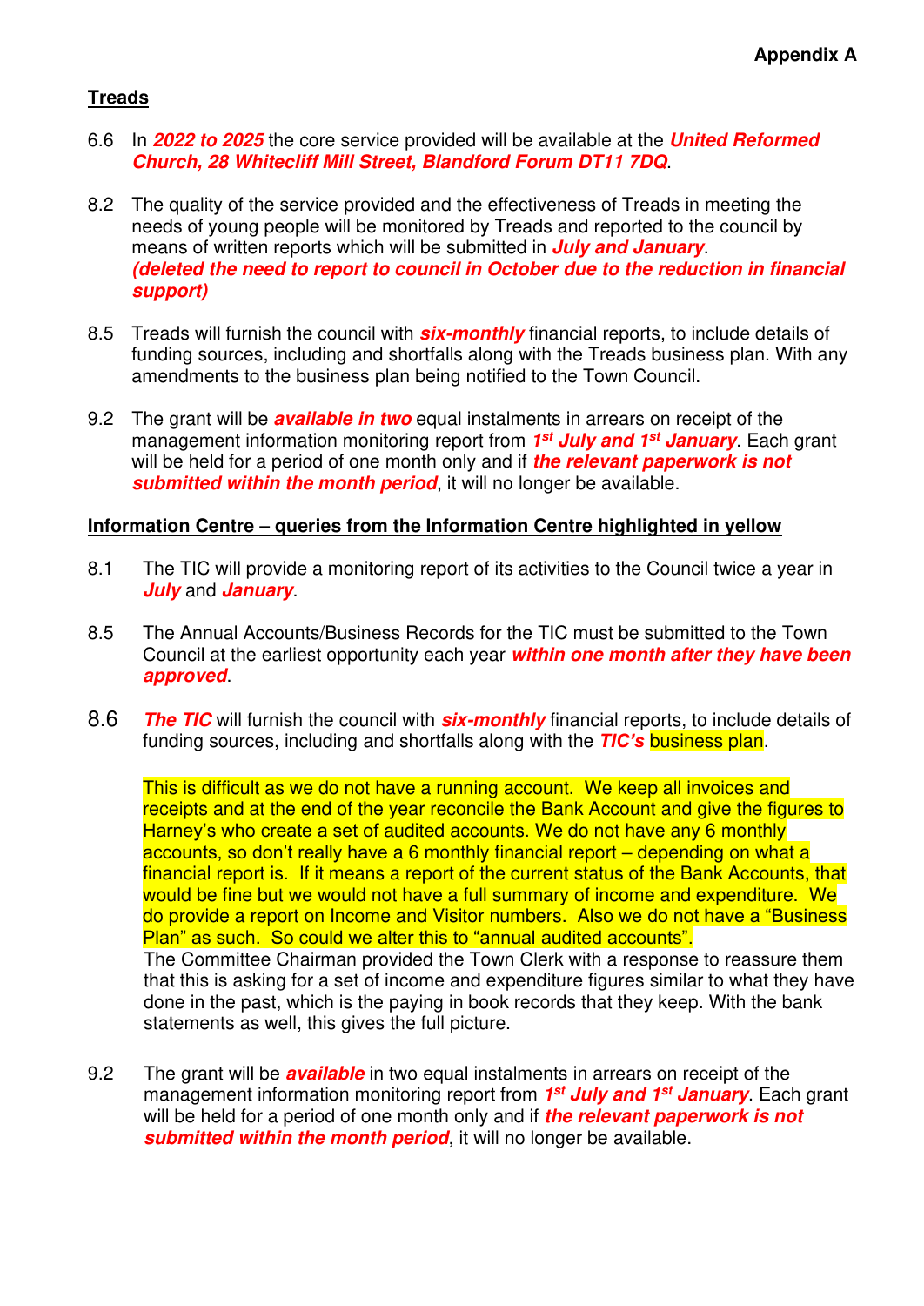**Appendix A**

**Treads**

6.6 In ***2022 to 2025*** the core service provided will be available at the ***United Reformed Church, 28 Whitecliff Mill Street, Blandford Forum DT11 7DQ***.

8.2 The quality of the service provided and the effectiveness of Treads in meeting the needs of young people will be monitored by Treads and reported to the council by means of written reports which will be submitted in ***July and January***. ***(deleted the need to report to council in October due to the reduction in financial support)***

8.5 Treads will furnish the council with ***six-monthly*** financial reports, to include details of funding sources, including and shortfalls along with the Treads business plan. With any amendments to the business plan being notified to the Town Council.

9.2 The grant will be ***available in two*** equal instalments in arrears on receipt of the management information monitoring report from ***1st July and 1st January***. Each grant will be held for a period of one month only and if ***the relevant paperwork is not submitted within the month period***, it will no longer be available.

**Information Centre – queries from the Information Centre highlighted in yellow**

8.1 The TIC will provide a monitoring report of its activities to the Council twice a year in ***July*** and ***January***.

8.5 The Annual Accounts/Business Records for the TIC must be submitted to the Town Council at the earliest opportunity each year ***within one month after they have been approved***.

8.6 ***The TIC*** will furnish the council with ***six-monthly*** financial reports, to include details of funding sources, including and shortfalls along with the ***TIC's*** business plan.

This is difficult as we do not have a running account. We keep all invoices and receipts and at the end of the year reconcile the Bank Account and give the figures to Harney's who create a set of audited accounts. We do not have any 6 monthly accounts, so don't really have a 6 monthly financial report – depending on what a financial report is. If it means a report of the current status of the Bank Accounts, that would be fine but we would not have a full summary of income and expenditure. We do provide a report on Income and Visitor numbers. Also we do not have a "Business Plan" as such. So could we alter this to "annual audited accounts".

The Committee Chairman provided the Town Clerk with a response to reassure them that this is asking for a set of income and expenditure figures similar to what they have done in the past, which is the paying in book records that they keep. With the bank statements as well, this gives the full picture.

9.2 The grant will be ***available*** in two equal instalments in arrears on receipt of the management information monitoring report from ***1st July and 1st January***. Each grant will be held for a period of one month only and if ***the relevant paperwork is not submitted within the month period***, it will no longer be available.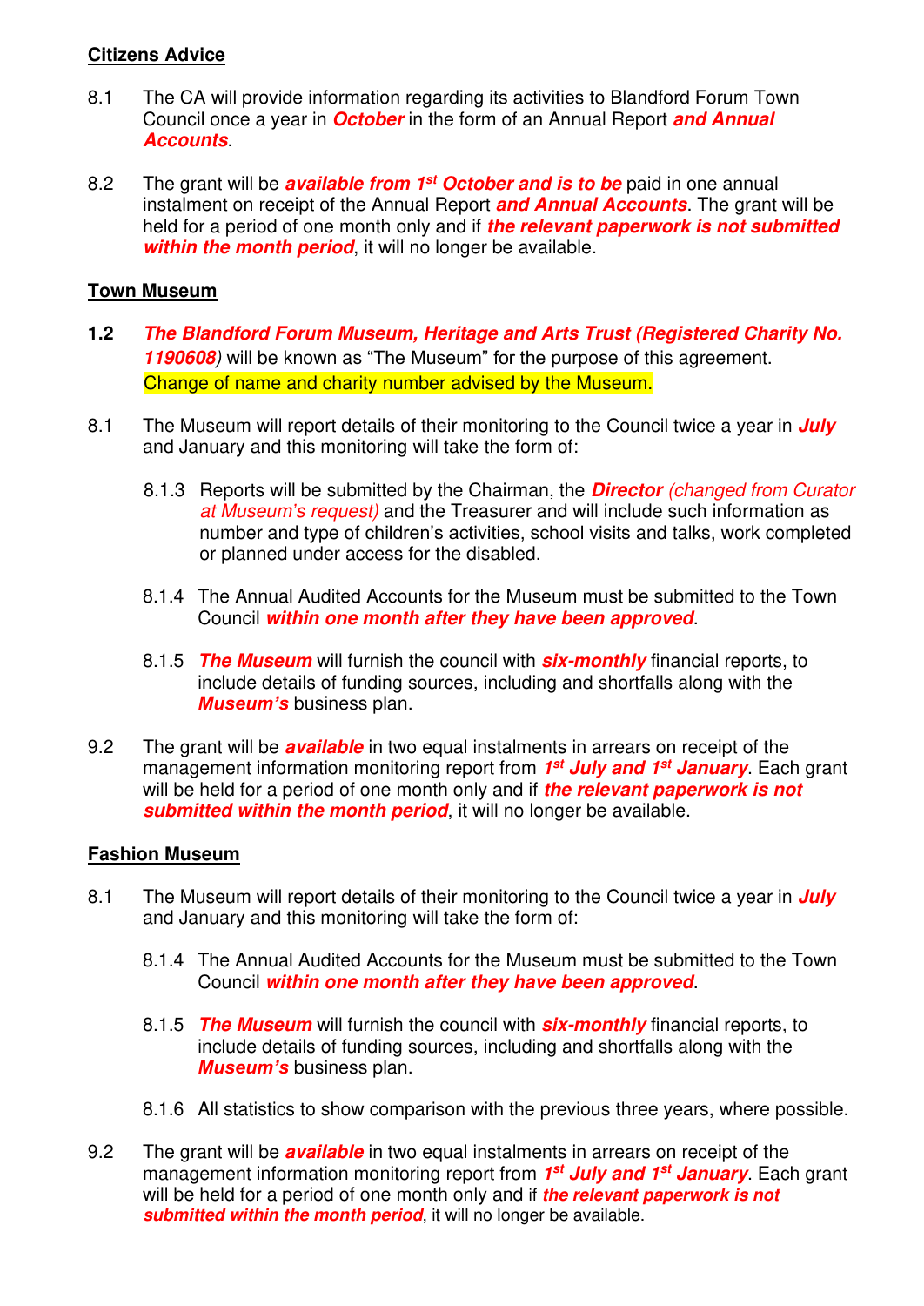**Citizens Advice**

8.1 The CA will provide information regarding its activities to Blandford Forum Town Council once a year in ***October*** in the form of an Annual Report ***and Annual Accounts***.

8.2 The grant will be ***available from 1st October and is to be*** paid in one annual instalment on receipt of the Annual Report ***and Annual Accounts***. The grant will be held for a period of one month only and if ***the relevant paperwork is not submitted within the month period***, it will no longer be available.

**Town Museum**

**1.2** ***The Blandford Forum Museum, Heritage and Arts Trust (Registered Charity No. 1190608)*** will be known as "The Museum" for the purpose of this agreement. Change of name and charity number advised by the Museum.

8.1 The Museum will report details of their monitoring to the Council twice a year in ***July*** and January and this monitoring will take the form of:

8.1.3 Reports will be submitted by the Chairman, the ***Director*** *(changed from Curator at Museum's request)* and the Treasurer and will include such information as number and type of children's activities, school visits and talks, work completed or planned under access for the disabled.

8.1.4 The Annual Audited Accounts for the Museum must be submitted to the Town Council ***within one month after they have been approved***.

8.1.5 ***The Museum*** will furnish the council with ***six-monthly*** financial reports, to include details of funding sources, including and shortfalls along with the ***Museum's*** business plan.

9.2 The grant will be ***available*** in two equal instalments in arrears on receipt of the management information monitoring report from ***1st July and 1st January***. Each grant will be held for a period of one month only and if ***the relevant paperwork is not submitted within the month period***, it will no longer be available.

**Fashion Museum**

8.1 The Museum will report details of their monitoring to the Council twice a year in ***July*** and January and this monitoring will take the form of:

8.1.4 The Annual Audited Accounts for the Museum must be submitted to the Town Council ***within one month after they have been approved***.

8.1.5 ***The Museum*** will furnish the council with ***six-monthly*** financial reports, to include details of funding sources, including and shortfalls along with the ***Museum's*** business plan.

8.1.6 All statistics to show comparison with the previous three years, where possible.

9.2 The grant will be ***available*** in two equal instalments in arrears on receipt of the management information monitoring report from ***1st July and 1st January***. Each grant will be held for a period of one month only and if ***the relevant paperwork is not submitted within the month period***, it will no longer be available.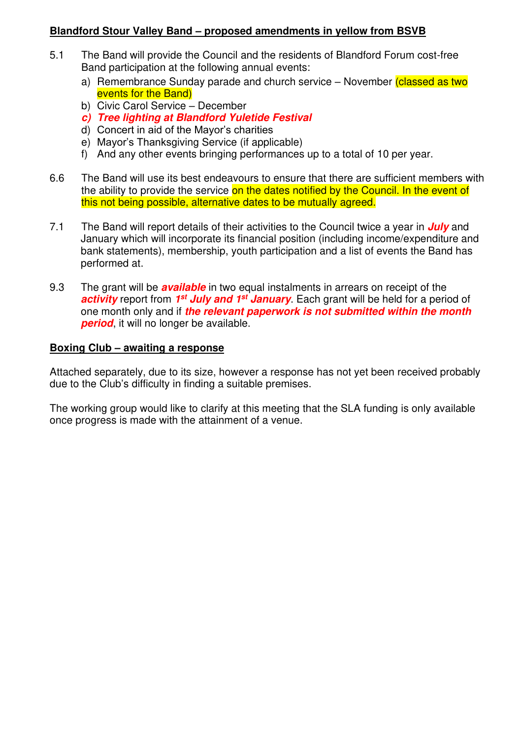**Blandford Stour Valley Band – proposed amendments in yellow from BSVB**

5.1 The Band will provide the Council and the residents of Blandford Forum cost-free Band participation at the following annual events:

a) Remembrance Sunday parade and church service – November (classed as two events for the Band)
b) Civic Carol Service – December
***c) Tree lighting at Blandford Yuletide Festival***
d) Concert in aid of the Mayor's charities
e) Mayor's Thanksgiving Service (if applicable)
f) And any other events bringing performances up to a total of 10 per year.

6.6 The Band will use its best endeavours to ensure that there are sufficient members with the ability to provide the service on the dates notified by the Council. In the event of this not being possible, alternative dates to be mutually agreed.

7.1 The Band will report details of their activities to the Council twice a year in ***July*** and January which will incorporate its financial position (including income/expenditure and bank statements), membership, youth participation and a list of events the Band has performed at.

9.3 The grant will be ***available*** in two equal instalments in arrears on receipt of the ***activity*** report from ***1st July and 1st January***. Each grant will be held for a period of one month only and if ***the relevant paperwork is not submitted within the month period***, it will no longer be available.

**Boxing Club – awaiting a response**

Attached separately, due to its size, however a response has not yet been received probably due to the Club's difficulty in finding a suitable premises.

The working group would like to clarify at this meeting that the SLA funding is only available once progress is made with the attainment of a venue.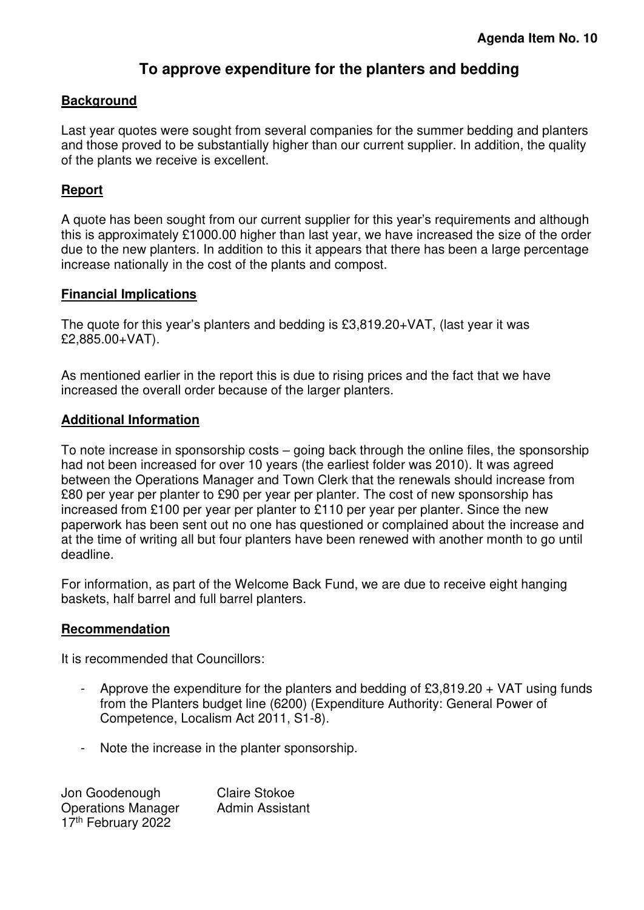**Agenda Item No. 10**

# To approve expenditure for the planters and bedding

## Background

Last year quotes were sought from several companies for the summer bedding and planters and those proved to be substantially higher than our current supplier. In addition, the quality of the plants we receive is excellent.

## Report

A quote has been sought from our current supplier for this year's requirements and although this is approximately £1000.00 higher than last year, we have increased the size of the order due to the new planters. In addition to this it appears that there has been a large percentage increase nationally in the cost of the plants and compost.

## Financial Implications

The quote for this year's planters and bedding is £3,819.20+VAT, (last year it was £2,885.00+VAT).

As mentioned earlier in the report this is due to rising prices and the fact that we have increased the overall order because of the larger planters.

## Additional Information

To note increase in sponsorship costs – going back through the online files, the sponsorship had not been increased for over 10 years (the earliest folder was 2010). It was agreed between the Operations Manager and Town Clerk that the renewals should increase from £80 per year per planter to £90 per year per planter. The cost of new sponsorship has increased from £100 per year per planter to £110 per year per planter. Since the new paperwork has been sent out no one has questioned or complained about the increase and at the time of writing all but four planters have been renewed with another month to go until deadline.

For information, as part of the Welcome Back Fund, we are due to receive eight hanging baskets, half barrel and full barrel planters.

## Recommendation

It is recommended that Councillors:

- Approve the expenditure for the planters and bedding of £3,819.20 + VAT using funds from the Planters budget line (6200) (Expenditure Authority: General Power of Competence, Localism Act 2011, S1-8).
- Note the increase in the planter sponsorship.

Jon Goodenough
Operations Manager
17th February 2022

Claire Stokoe
Admin Assistant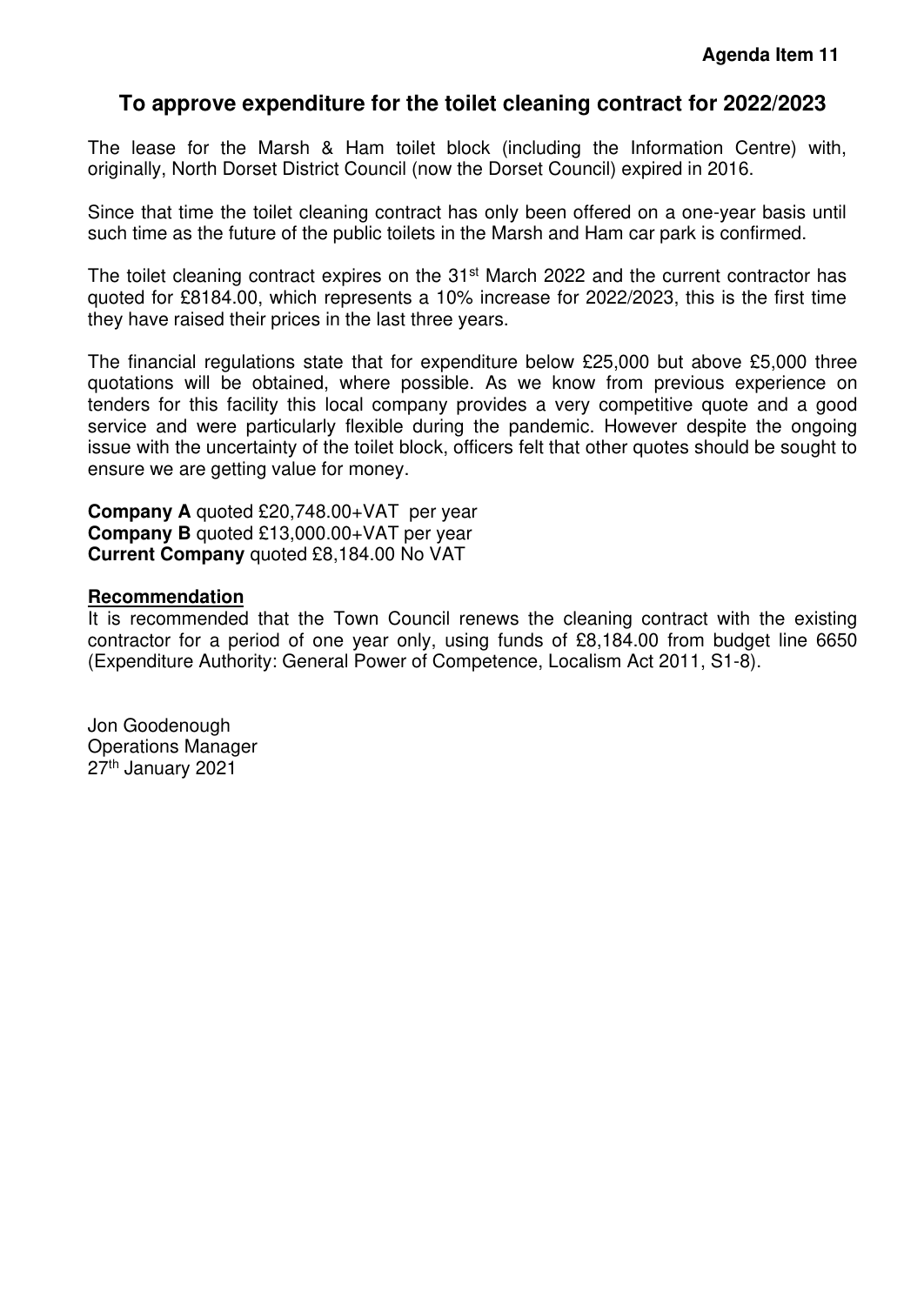**Agenda Item 11**

## To approve expenditure for the toilet cleaning contract for 2022/2023

The lease for the Marsh & Ham toilet block (including the Information Centre) with, originally, North Dorset District Council (now the Dorset Council) expired in 2016.

Since that time the toilet cleaning contract has only been offered on a one-year basis until such time as the future of the public toilets in the Marsh and Ham car park is confirmed.

The toilet cleaning contract expires on the 31st March 2022 and the current contractor has quoted for £8184.00, which represents a 10% increase for 2022/2023, this is the first time they have raised their prices in the last three years.

The financial regulations state that for expenditure below £25,000 but above £5,000 three quotations will be obtained, where possible. As we know from previous experience on tenders for this facility this local company provides a very competitive quote and a good service and were particularly flexible during the pandemic. However despite the ongoing issue with the uncertainty of the toilet block, officers felt that other quotes should be sought to ensure we are getting value for money.

**Company A** quoted £20,748.00+VAT per year
**Company B** quoted £13,000.00+VAT per year
**Current Company** quoted £8,184.00 No VAT

**Recommendation**

It is recommended that the Town Council renews the cleaning contract with the existing contractor for a period of one year only, using funds of £8,184.00 from budget line 6650 (Expenditure Authority: General Power of Competence, Localism Act 2011, S1-8).

Jon Goodenough
Operations Manager
27th January 2021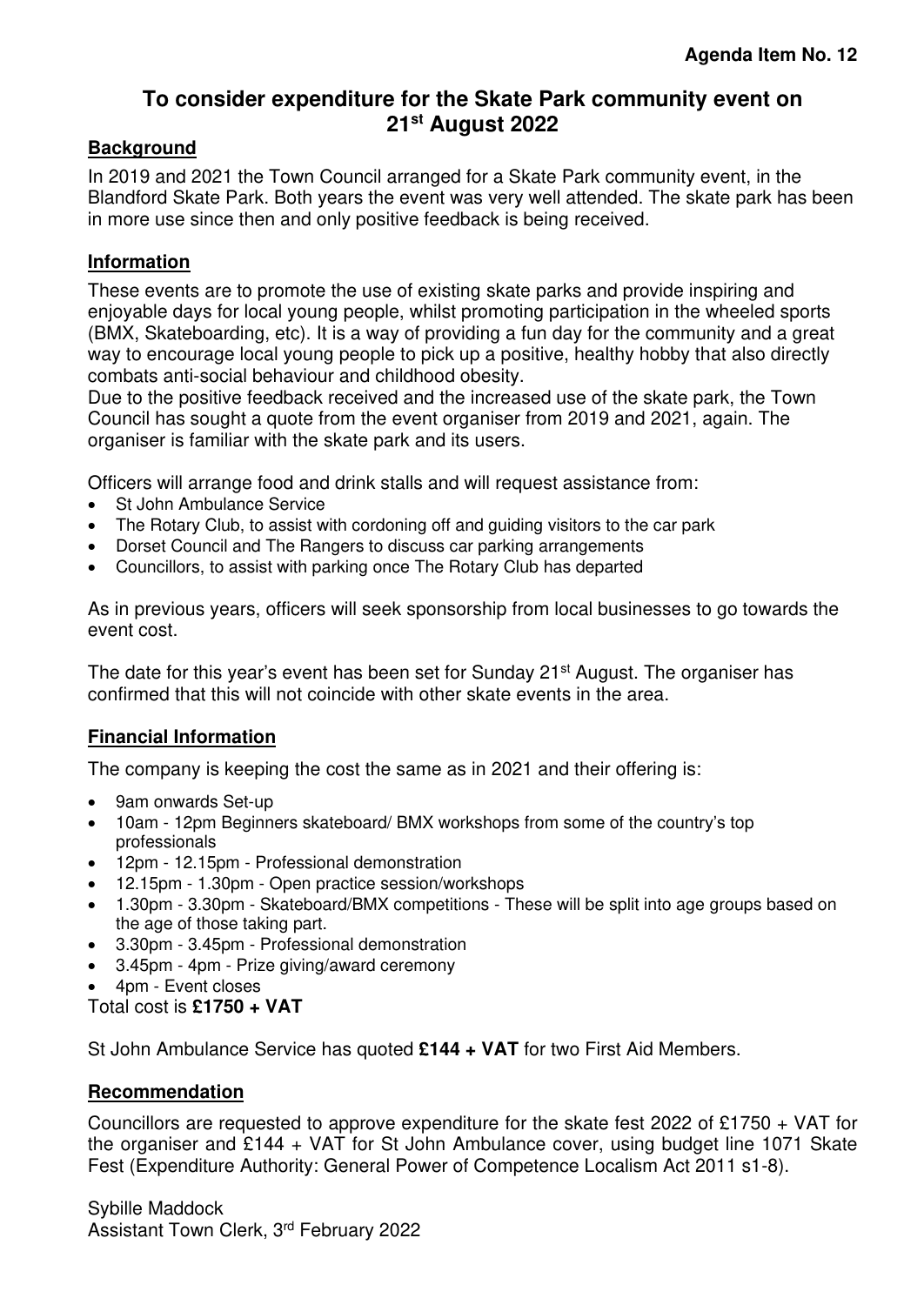**Agenda Item No. 12**

# To consider expenditure for the Skate Park community event on 21st August 2022

## Background

In 2019 and 2021 the Town Council arranged for a Skate Park community event, in the Blandford Skate Park. Both years the event was very well attended. The skate park has been in more use since then and only positive feedback is being received.

## Information

These events are to promote the use of existing skate parks and provide inspiring and enjoyable days for local young people, whilst promoting participation in the wheeled sports (BMX, Skateboarding, etc). It is a way of providing a fun day for the community and a great way to encourage local young people to pick up a positive, healthy hobby that also directly combats anti-social behaviour and childhood obesity.

Due to the positive feedback received and the increased use of the skate park, the Town Council has sought a quote from the event organiser from 2019 and 2021, again. The organiser is familiar with the skate park and its users.

Officers will arrange food and drink stalls and will request assistance from:

- St John Ambulance Service
- The Rotary Club, to assist with cordoning off and guiding visitors to the car park
- Dorset Council and The Rangers to discuss car parking arrangements
- Councillors, to assist with parking once The Rotary Club has departed

As in previous years, officers will seek sponsorship from local businesses to go towards the event cost.

The date for this year's event has been set for Sunday 21st August. The organiser has confirmed that this will not coincide with other skate events in the area.

## Financial Information

The company is keeping the cost the same as in 2021 and their offering is:

- 9am onwards Set-up
- 10am - 12pm Beginners skateboard/ BMX workshops from some of the country's top professionals
- 12pm - 12.15pm - Professional demonstration
- 12.15pm - 1.30pm - Open practice session/workshops
- 1.30pm - 3.30pm - Skateboard/BMX competitions - These will be split into age groups based on the age of those taking part.
- 3.30pm - 3.45pm - Professional demonstration
- 3.45pm - 4pm - Prize giving/award ceremony
- 4pm - Event closes

Total cost is **£1750 + VAT**

St John Ambulance Service has quoted **£144 + VAT** for two First Aid Members.

## Recommendation

Councillors are requested to approve expenditure for the skate fest 2022 of £1750 + VAT for the organiser and £144 + VAT for St John Ambulance cover, using budget line 1071 Skate Fest (Expenditure Authority: General Power of Competence Localism Act 2011 s1-8).

Sybille Maddock
Assistant Town Clerk, 3rd February 2022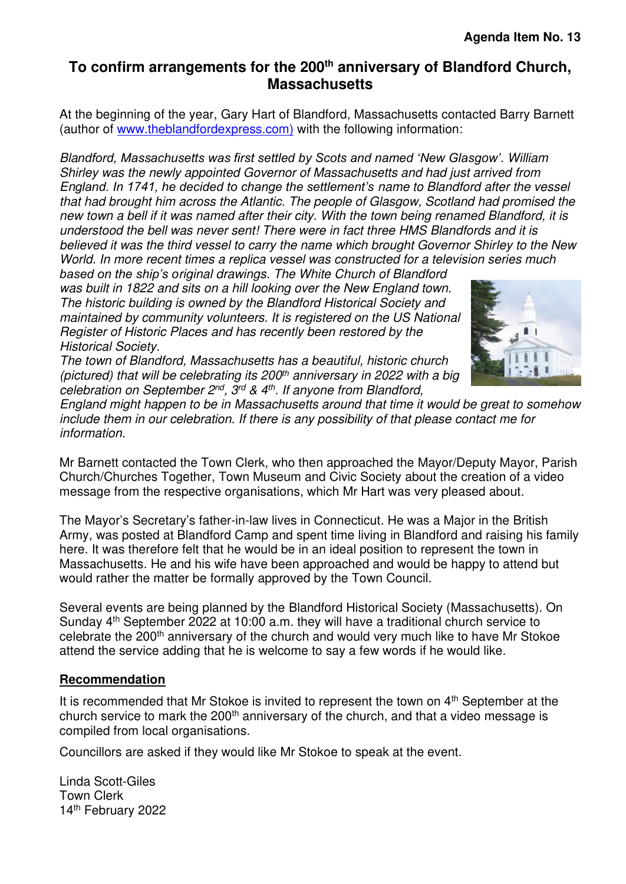**Agenda Item No. 13**

# To confirm arrangements for the 200th anniversary of Blandford Church, Massachusetts

At the beginning of the year, Gary Hart of Blandford, Massachusetts contacted Barry Barnett (author of www.theblandfordexpress.com) with the following information:

*Blandford, Massachusetts was first settled by Scots and named 'New Glasgow'. William Shirley was the newly appointed Governor of Massachusetts and had just arrived from England. In 1741, he decided to change the settlement's name to Blandford after the vessel that had brought him across the Atlantic. The people of Glasgow, Scotland had promised the new town a bell if it was named after their city. With the town being renamed Blandford, it is understood the bell was never sent! There were in fact three HMS Blandfords and it is believed it was the third vessel to carry the name which brought Governor Shirley to the New World. In more recent times a replica vessel was constructed for a television series much based on the ship's original drawings. The White Church of Blandford was built in 1822 and sits on a hill looking over the New England town. The historic building is owned by the Blandford Historical Society and maintained by community volunteers. It is registered on the US National Register of Historic Places and has recently been restored by the Historical Society.*

*The town of Blandford, Massachusetts has a beautiful, historic church (pictured) that will be celebrating its 200th anniversary in 2022 with a big celebration on September 2nd, 3rd & 4th. If anyone from Blandford, England might happen to be in Massachusetts around that time it would be great to somehow include them in our celebration. If there is any possibility of that please contact me for information.*

Mr Barnett contacted the Town Clerk, who then approached the Mayor/Deputy Mayor, Parish Church/Churches Together, Town Museum and Civic Society about the creation of a video message from the respective organisations, which Mr Hart was very pleased about.

The Mayor's Secretary's father-in-law lives in Connecticut. He was a Major in the British Army, was posted at Blandford Camp and spent time living in Blandford and raising his family here. It was therefore felt that he would be in an ideal position to represent the town in Massachusetts. He and his wife have been approached and would be happy to attend but would rather the matter be formally approved by the Town Council.

Several events are being planned by the Blandford Historical Society (Massachusetts). On Sunday 4th September 2022 at 10:00 a.m. they will have a traditional church service to celebrate the 200th anniversary of the church and would very much like to have Mr Stokoe attend the service adding that he is welcome to say a few words if he would like.

## Recommendation

It is recommended that Mr Stokoe is invited to represent the town on 4th September at the church service to mark the 200th anniversary of the church, and that a video message is compiled from local organisations.

Councillors are asked if they would like Mr Stokoe to speak at the event.

Linda Scott-Giles
Town Clerk
14th February 2022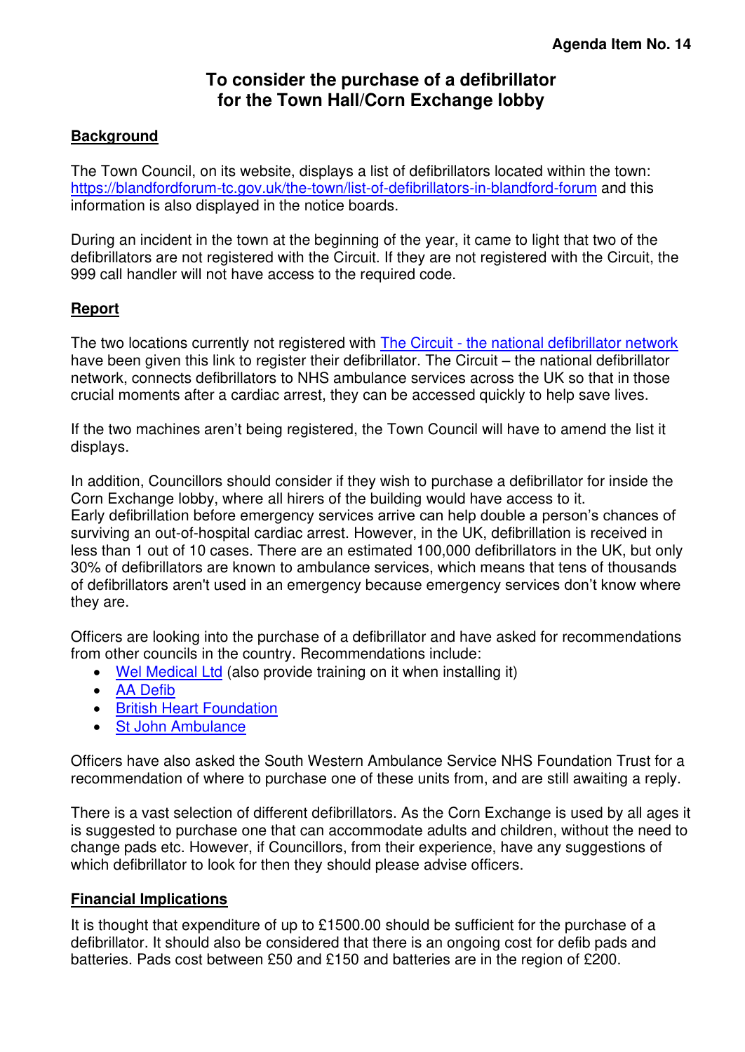**Agenda Item No. 14**

# To consider the purchase of a defibrillator for the Town Hall/Corn Exchange lobby

## Background

The Town Council, on its website, displays a list of defibrillators located within the town: https://blandfordforum-tc.gov.uk/the-town/list-of-defibrillators-in-blandford-forum and this information is also displayed in the notice boards.

During an incident in the town at the beginning of the year, it came to light that two of the defibrillators are not registered with the Circuit. If they are not registered with the Circuit, the 999 call handler will not have access to the required code.

## Report

The two locations currently not registered with The Circuit - the national defibrillator network have been given this link to register their defibrillator. The Circuit – the national defibrillator network, connects defibrillators to NHS ambulance services across the UK so that in those crucial moments after a cardiac arrest, they can be accessed quickly to help save lives.

If the two machines aren't being registered, the Town Council will have to amend the list it displays.

In addition, Councillors should consider if they wish to purchase a defibrillator for inside the Corn Exchange lobby, where all hirers of the building would have access to it.
Early defibrillation before emergency services arrive can help double a person's chances of surviving an out-of-hospital cardiac arrest. However, in the UK, defibrillation is received in less than 1 out of 10 cases. There are an estimated 100,000 defibrillators in the UK, but only 30% of defibrillators are known to ambulance services, which means that tens of thousands of defibrillators aren't used in an emergency because emergency services don't know where they are.

Officers are looking into the purchase of a defibrillator and have asked for recommendations from other councils in the country. Recommendations include:

- Wel Medical Ltd (also provide training on it when installing it)
- AA Defib
- British Heart Foundation
- St John Ambulance

Officers have also asked the South Western Ambulance Service NHS Foundation Trust for a recommendation of where to purchase one of these units from, and are still awaiting a reply.

There is a vast selection of different defibrillators. As the Corn Exchange is used by all ages it is suggested to purchase one that can accommodate adults and children, without the need to change pads etc. However, if Councillors, from their experience, have any suggestions of which defibrillator to look for then they should please advise officers.

## Financial Implications

It is thought that expenditure of up to £1500.00 should be sufficient for the purchase of a defibrillator. It should also be considered that there is an ongoing cost for defib pads and batteries. Pads cost between £50 and £150 and batteries are in the region of £200.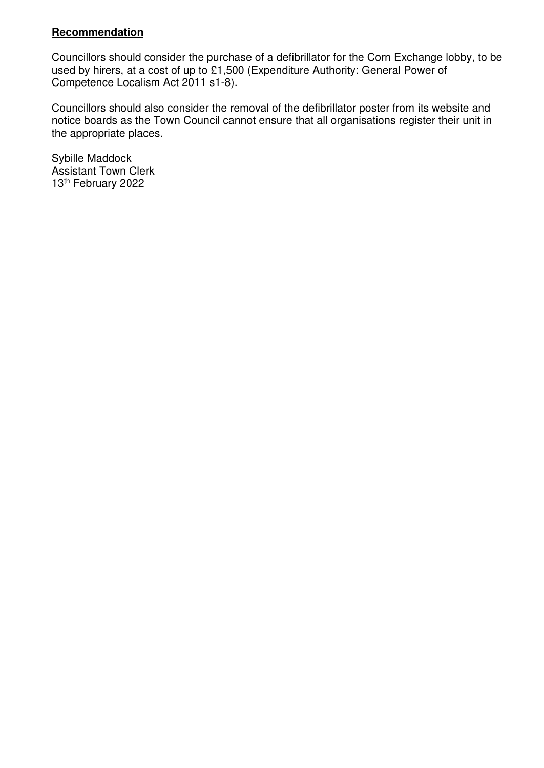**Recommendation**

Councillors should consider the purchase of a defibrillator for the Corn Exchange lobby, to be used by hirers, at a cost of up to £1,500 (Expenditure Authority: General Power of Competence Localism Act 2011 s1-8).

Councillors should also consider the removal of the defibrillator poster from its website and notice boards as the Town Council cannot ensure that all organisations register their unit in the appropriate places.

Sybille Maddock  
Assistant Town Clerk  
13th February 2022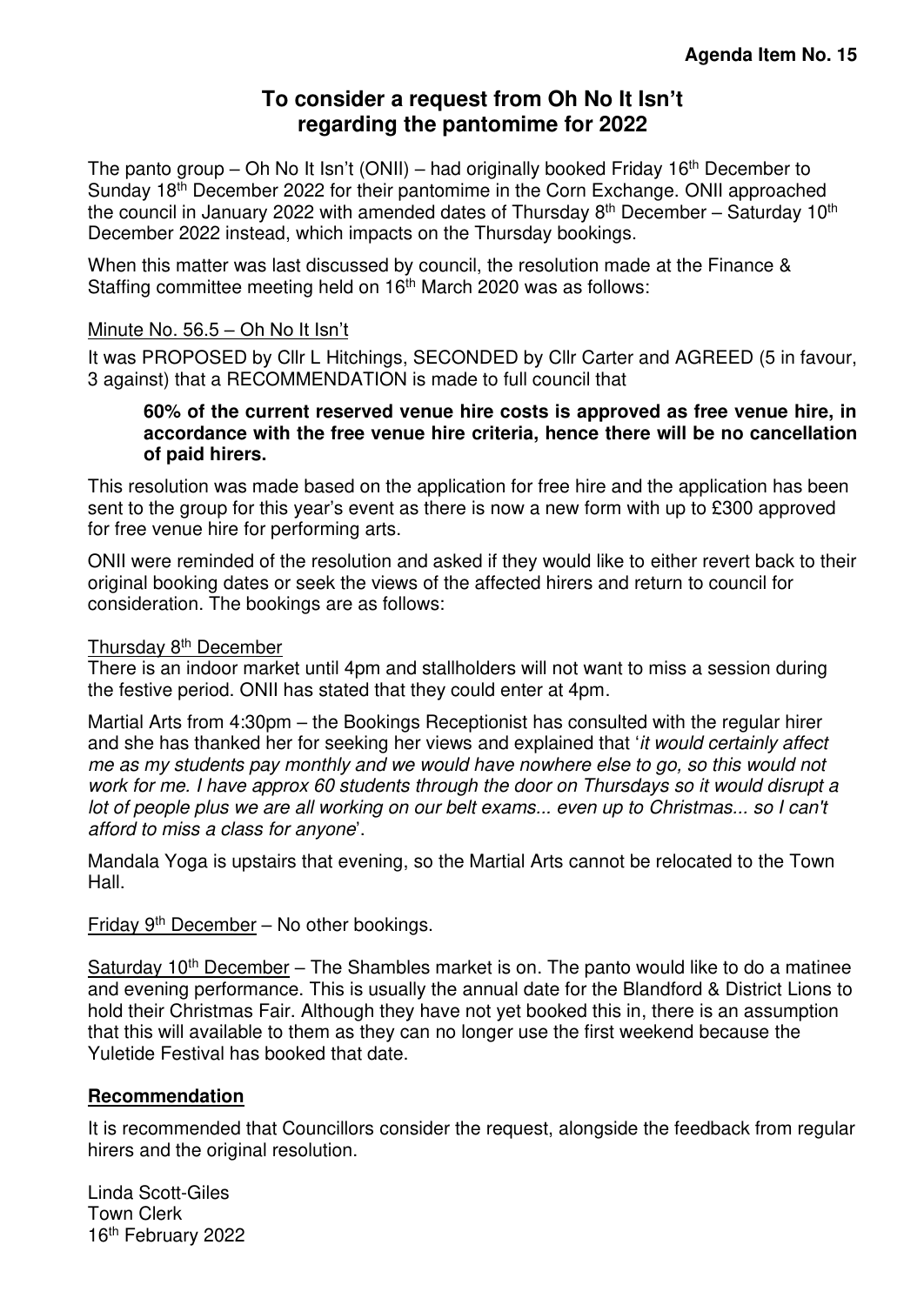**Agenda Item No. 15**

# To consider a request from Oh No It Isn't regarding the pantomime for 2022

The panto group – Oh No It Isn't (ONII) – had originally booked Friday 16th December to Sunday 18th December 2022 for their pantomime in the Corn Exchange. ONII approached the council in January 2022 with amended dates of Thursday 8th December – Saturday 10th December 2022 instead, which impacts on the Thursday bookings.

When this matter was last discussed by council, the resolution made at the Finance & Staffing committee meeting held on 16th March 2020 was as follows:

Minute No. 56.5 – Oh No It Isn't

It was PROPOSED by Cllr L Hitchings, SECONDED by Cllr Carter and AGREED (5 in favour, 3 against) that a RECOMMENDATION is made to full council that

> **60% of the current reserved venue hire costs is approved as free venue hire, in accordance with the free venue hire criteria, hence there will be no cancellation of paid hirers.**

This resolution was made based on the application for free hire and the application has been sent to the group for this year's event as there is now a new form with up to £300 approved for free venue hire for performing arts.

ONII were reminded of the resolution and asked if they would like to either revert back to their original booking dates or seek the views of the affected hirers and return to council for consideration. The bookings are as follows:

Thursday 8th December

There is an indoor market until 4pm and stallholders will not want to miss a session during the festive period. ONII has stated that they could enter at 4pm.

Martial Arts from 4:30pm – the Bookings Receptionist has consulted with the regular hirer and she has thanked her for seeking her views and explained that '*it would certainly affect me as my students pay monthly and we would have nowhere else to go, so this would not work for me. I have approx 60 students through the door on Thursdays so it would disrupt a lot of people plus we are all working on our belt exams... even up to Christmas... so I can't afford to miss a class for anyone*'.

Mandala Yoga is upstairs that evening, so the Martial Arts cannot be relocated to the Town Hall.

Friday 9th December – No other bookings.

Saturday 10th December – The Shambles market is on. The panto would like to do a matinee and evening performance. This is usually the annual date for the Blandford & District Lions to hold their Christmas Fair. Although they have not yet booked this in, there is an assumption that this will available to them as they can no longer use the first weekend because the Yuletide Festival has booked that date.

## Recommendation

It is recommended that Councillors consider the request, alongside the feedback from regular hirers and the original resolution.

Linda Scott-Giles
Town Clerk
16th February 2022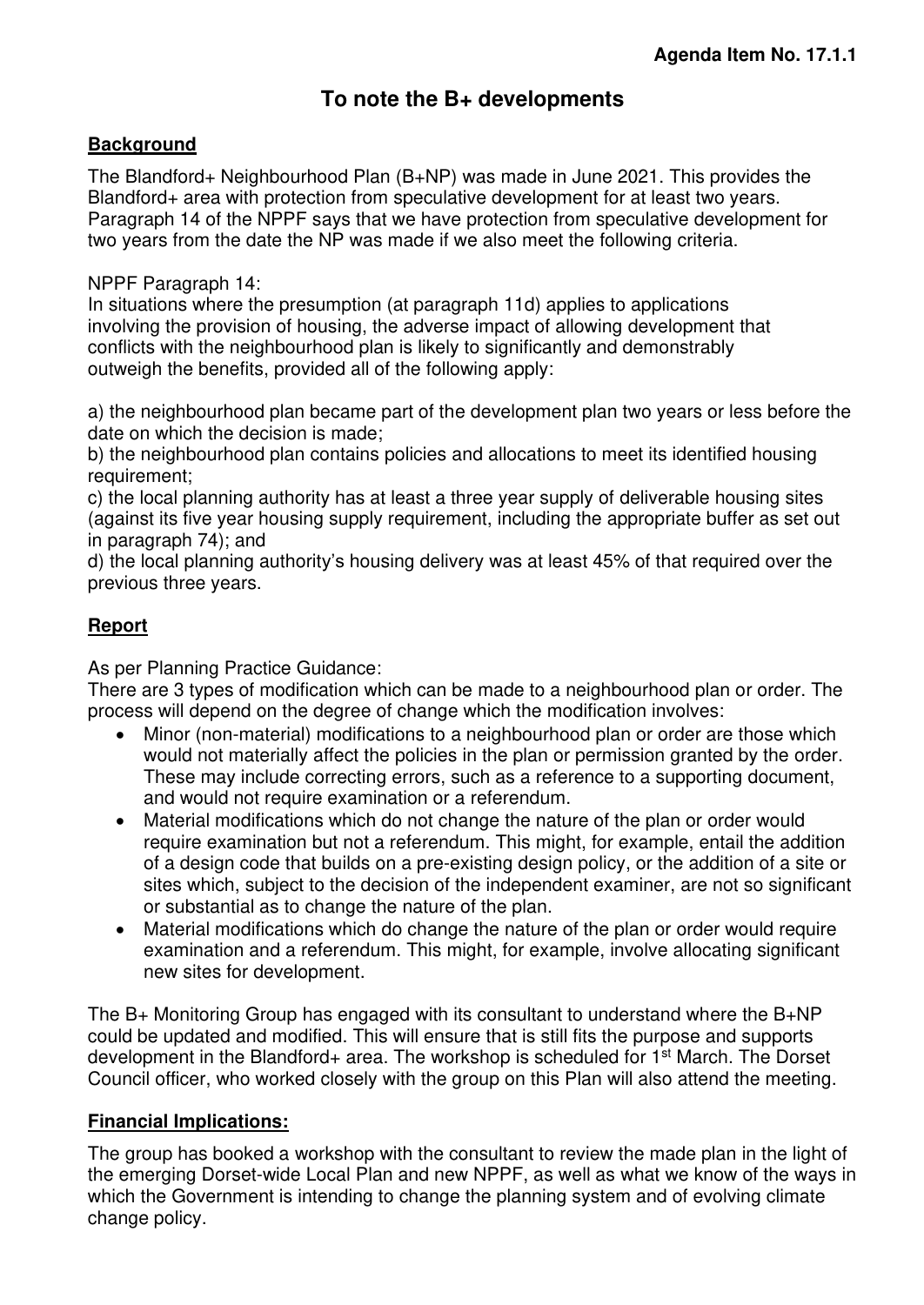**Agenda Item No. 17.1.1**

# To note the B+ developments

## Background

The Blandford+ Neighbourhood Plan (B+NP) was made in June 2021. This provides the Blandford+ area with protection from speculative development for at least two years. Paragraph 14 of the NPPF says that we have protection from speculative development for two years from the date the NP was made if we also meet the following criteria.

NPPF Paragraph 14:
In situations where the presumption (at paragraph 11d) applies to applications involving the provision of housing, the adverse impact of allowing development that conflicts with the neighbourhood plan is likely to significantly and demonstrably outweigh the benefits, provided all of the following apply:

a) the neighbourhood plan became part of the development plan two years or less before the date on which the decision is made;
b) the neighbourhood plan contains policies and allocations to meet its identified housing requirement;
c) the local planning authority has at least a three year supply of deliverable housing sites (against its five year housing supply requirement, including the appropriate buffer as set out in paragraph 74); and
d) the local planning authority's housing delivery was at least 45% of that required over the previous three years.

## Report

As per Planning Practice Guidance:
There are 3 types of modification which can be made to a neighbourhood plan or order. The process will depend on the degree of change which the modification involves:

- Minor (non-material) modifications to a neighbourhood plan or order are those which would not materially affect the policies in the plan or permission granted by the order. These may include correcting errors, such as a reference to a supporting document, and would not require examination or a referendum.
- Material modifications which do not change the nature of the plan or order would require examination but not a referendum. This might, for example, entail the addition of a design code that builds on a pre-existing design policy, or the addition of a site or sites which, subject to the decision of the independent examiner, are not so significant or substantial as to change the nature of the plan.
- Material modifications which do change the nature of the plan or order would require examination and a referendum. This might, for example, involve allocating significant new sites for development.

The B+ Monitoring Group has engaged with its consultant to understand where the B+NP could be updated and modified. This will ensure that is still fits the purpose and supports development in the Blandford+ area. The workshop is scheduled for 1st March. The Dorset Council officer, who worked closely with the group on this Plan will also attend the meeting.

## Financial Implications:

The group has booked a workshop with the consultant to review the made plan in the light of the emerging Dorset-wide Local Plan and new NPPF, as well as what we know of the ways in which the Government is intending to change the planning system and of evolving climate change policy.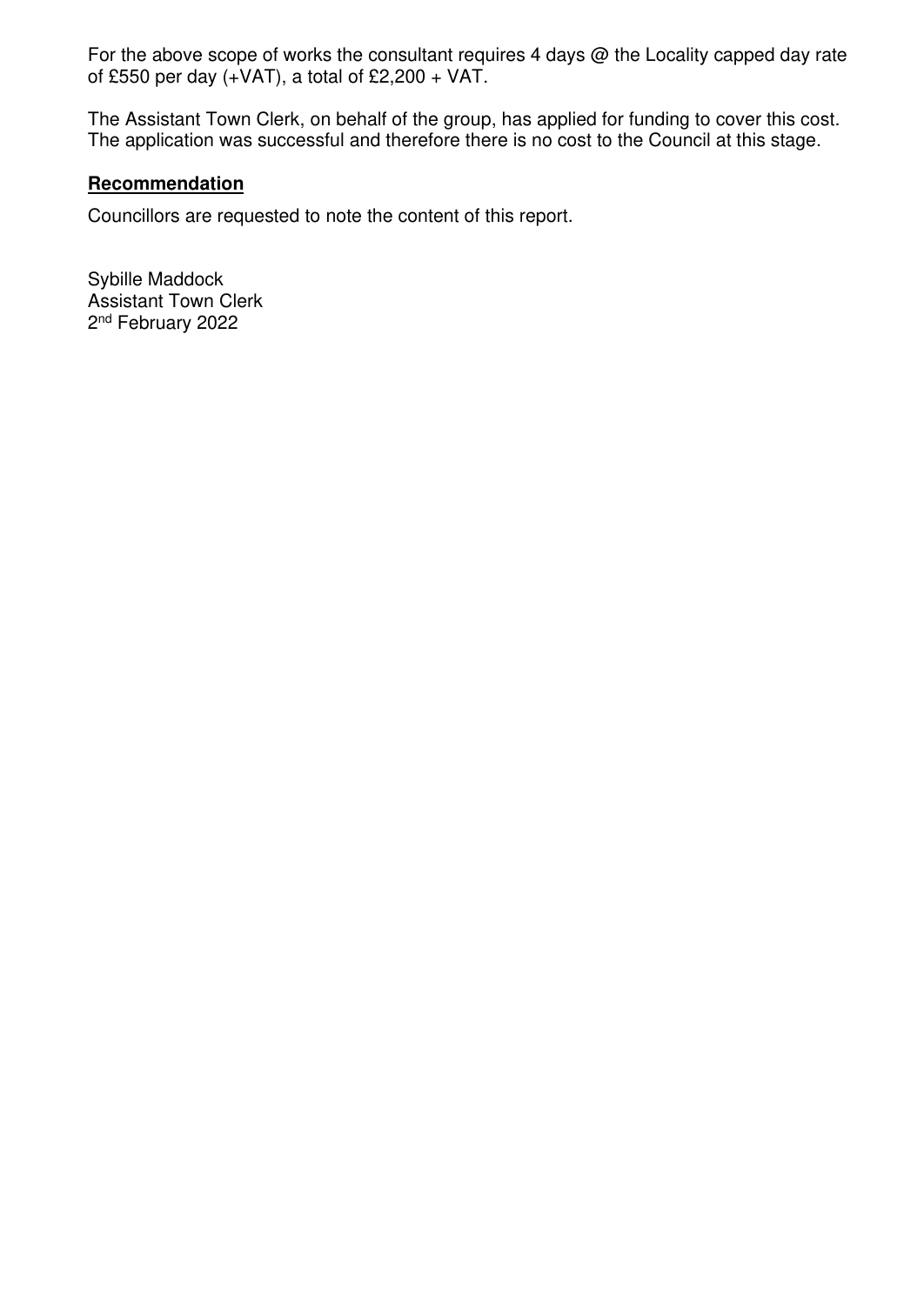For the above scope of works the consultant requires 4 days @ the Locality capped day rate of £550 per day (+VAT), a total of £2,200 + VAT.

The Assistant Town Clerk, on behalf of the group, has applied for funding to cover this cost. The application was successful and therefore there is no cost to the Council at this stage.

**Recommendation**

Councillors are requested to note the content of this report.

Sybille Maddock
Assistant Town Clerk
2nd February 2022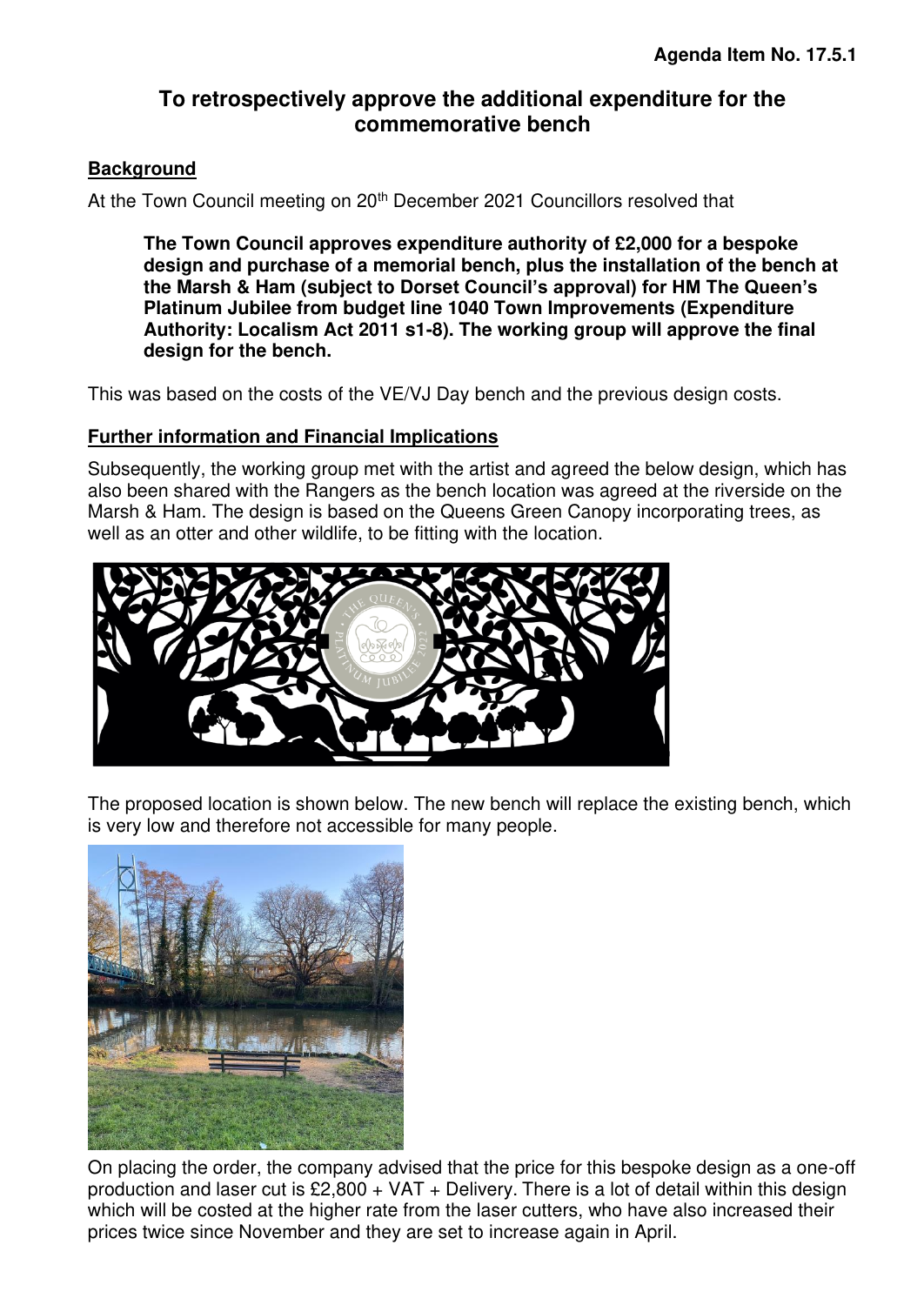**Agenda Item No. 17.5.1**

# To retrospectively approve the additional expenditure for the commemorative bench

## Background

At the Town Council meeting on 20th December 2021 Councillors resolved that

> **The Town Council approves expenditure authority of £2,000 for a bespoke design and purchase of a memorial bench, plus the installation of the bench at the Marsh & Ham (subject to Dorset Council's approval) for HM The Queen's Platinum Jubilee from budget line 1040 Town Improvements (Expenditure Authority: Localism Act 2011 s1-8). The working group will approve the final design for the bench.**

This was based on the costs of the VE/VJ Day bench and the previous design costs.

## Further information and Financial Implications

Subsequently, the working group met with the artist and agreed the below design, which has also been shared with the Rangers as the bench location was agreed at the riverside on the Marsh & Ham. The design is based on the Queens Green Canopy incorporating trees, as well as an otter and other wildlife, to be fitting with the location.

The proposed location is shown below. The new bench will replace the existing bench, which is very low and therefore not accessible for many people.

On placing the order, the company advised that the price for this bespoke design as a one-off production and laser cut is £2,800 + VAT + Delivery. There is a lot of detail within this design which will be costed at the higher rate from the laser cutters, who have also increased their prices twice since November and they are set to increase again in April.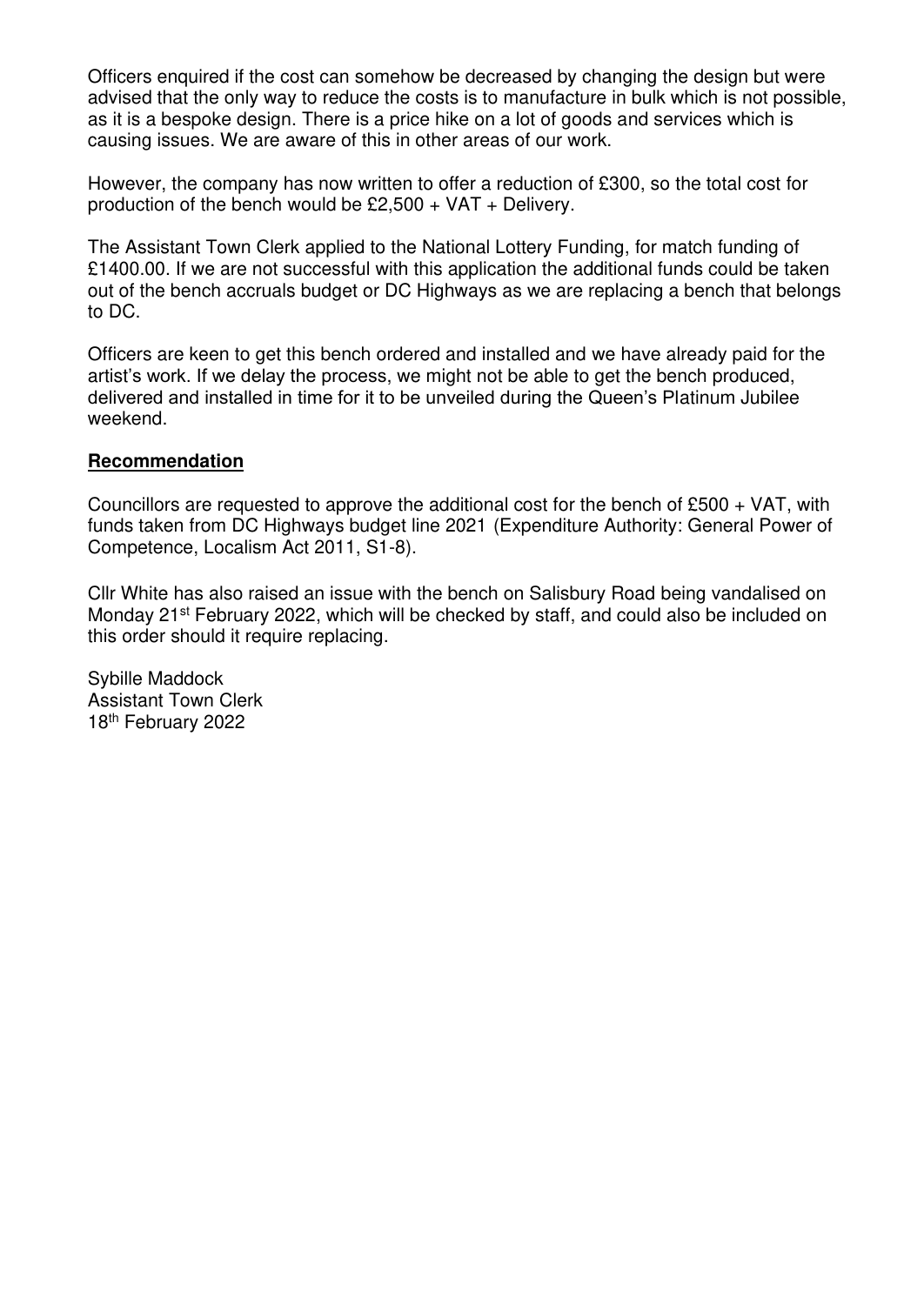Officers enquired if the cost can somehow be decreased by changing the design but were advised that the only way to reduce the costs is to manufacture in bulk which is not possible, as it is a bespoke design. There is a price hike on a lot of goods and services which is causing issues. We are aware of this in other areas of our work.

However, the company has now written to offer a reduction of £300, so the total cost for production of the bench would be £2,500 + VAT + Delivery.

The Assistant Town Clerk applied to the National Lottery Funding, for match funding of £1400.00. If we are not successful with this application the additional funds could be taken out of the bench accruals budget or DC Highways as we are replacing a bench that belongs to DC.

Officers are keen to get this bench ordered and installed and we have already paid for the artist's work. If we delay the process, we might not be able to get the bench produced, delivered and installed in time for it to be unveiled during the Queen's Platinum Jubilee weekend.

**Recommendation**

Councillors are requested to approve the additional cost for the bench of £500 + VAT, with funds taken from DC Highways budget line 2021 (Expenditure Authority: General Power of Competence, Localism Act 2011, S1-8).

Cllr White has also raised an issue with the bench on Salisbury Road being vandalised on Monday 21st February 2022, which will be checked by staff, and could also be included on this order should it require replacing.

Sybille Maddock
Assistant Town Clerk
18th February 2022